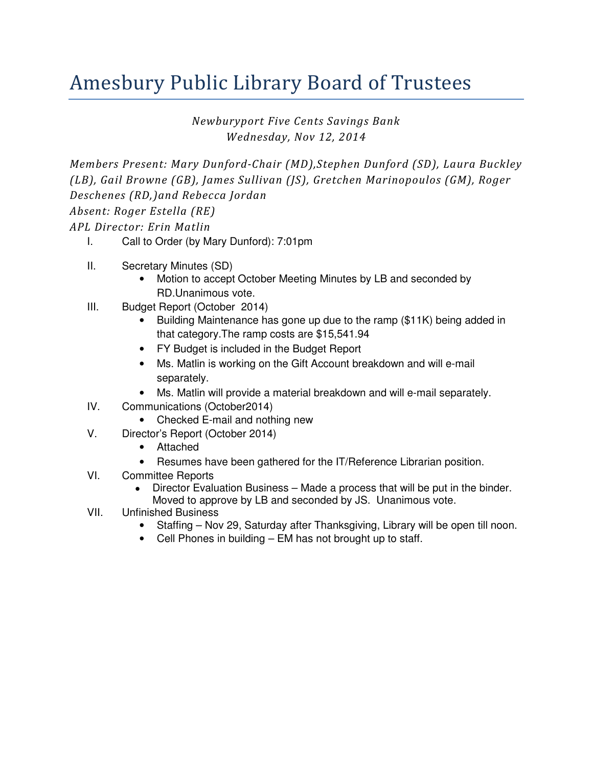# Amesbury Public Library Board of Trustees

*Newburyport Five Cents Savings Bank*
*Wednesday, Nov 12, 2014*

*Members Present: Mary Dunford-Chair (MD),Stephen Dunford (SD), Laura Buckley (LB), Gail Browne (GB), James Sullivan (JS), Gretchen Marinopoulos (GM), Roger Deschenes (RD,)and Rebecca Jordan*
*Absent: Roger Estella (RE)*
*APL Director: Erin Matlin*

I. Call to Order (by Mary Dunford): 7:01pm

II. Secretary Minutes (SD)
   - Motion to accept October Meeting Minutes by LB and seconded by RD.Unanimous vote.

III. Budget Report (October 2014)
   - Building Maintenance has gone up due to the ramp ($11K) being added in that category.The ramp costs are $15,541.94
   - FY Budget is included in the Budget Report
   - Ms. Matlin is working on the Gift Account breakdown and will e-mail separately.
   - Ms. Matlin will provide a material breakdown and will e-mail separately.

IV. Communications (October2014)
   - Checked E-mail and nothing new

V. Director's Report (October 2014)
   - Attached
   - Resumes have been gathered for the IT/Reference Librarian position.

VI. Committee Reports
   - Director Evaluation Business – Made a process that will be put in the binder. Moved to approve by LB and seconded by JS. Unanimous vote.

VII. Unfinished Business
   - Staffing – Nov 29, Saturday after Thanksgiving, Library will be open till noon.
   - Cell Phones in building – EM has not brought up to staff.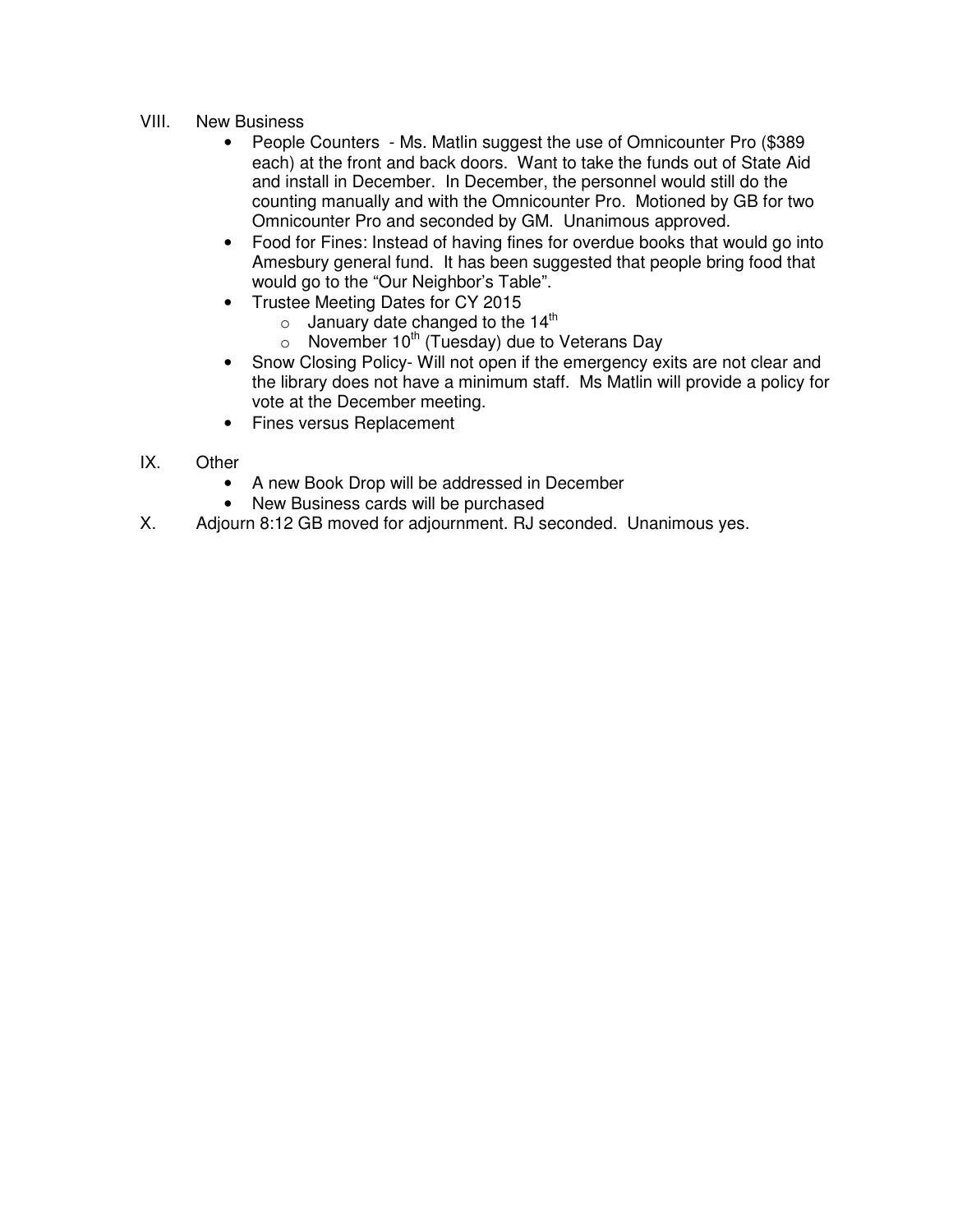VIII. New Business

- People Counters - Ms. Matlin suggest the use of Omnicounter Pro ($389 each) at the front and back doors. Want to take the funds out of State Aid and install in December. In December, the personnel would still do the counting manually and with the Omnicounter Pro. Motioned by GB for two Omnicounter Pro and seconded by GM. Unanimous approved.
- Food for Fines: Instead of having fines for overdue books that would go into Amesbury general fund. It has been suggested that people bring food that would go to the "Our Neighbor's Table".
- Trustee Meeting Dates for CY 2015
  - January date changed to the 14th
  - November 10th (Tuesday) due to Veterans Day
- Snow Closing Policy- Will not open if the emergency exits are not clear and the library does not have a minimum staff. Ms Matlin will provide a policy for vote at the December meeting.
- Fines versus Replacement

IX. Other

- A new Book Drop will be addressed in December
- New Business cards will be purchased

X. Adjourn 8:12 GB moved for adjournment. RJ seconded. Unanimous yes.